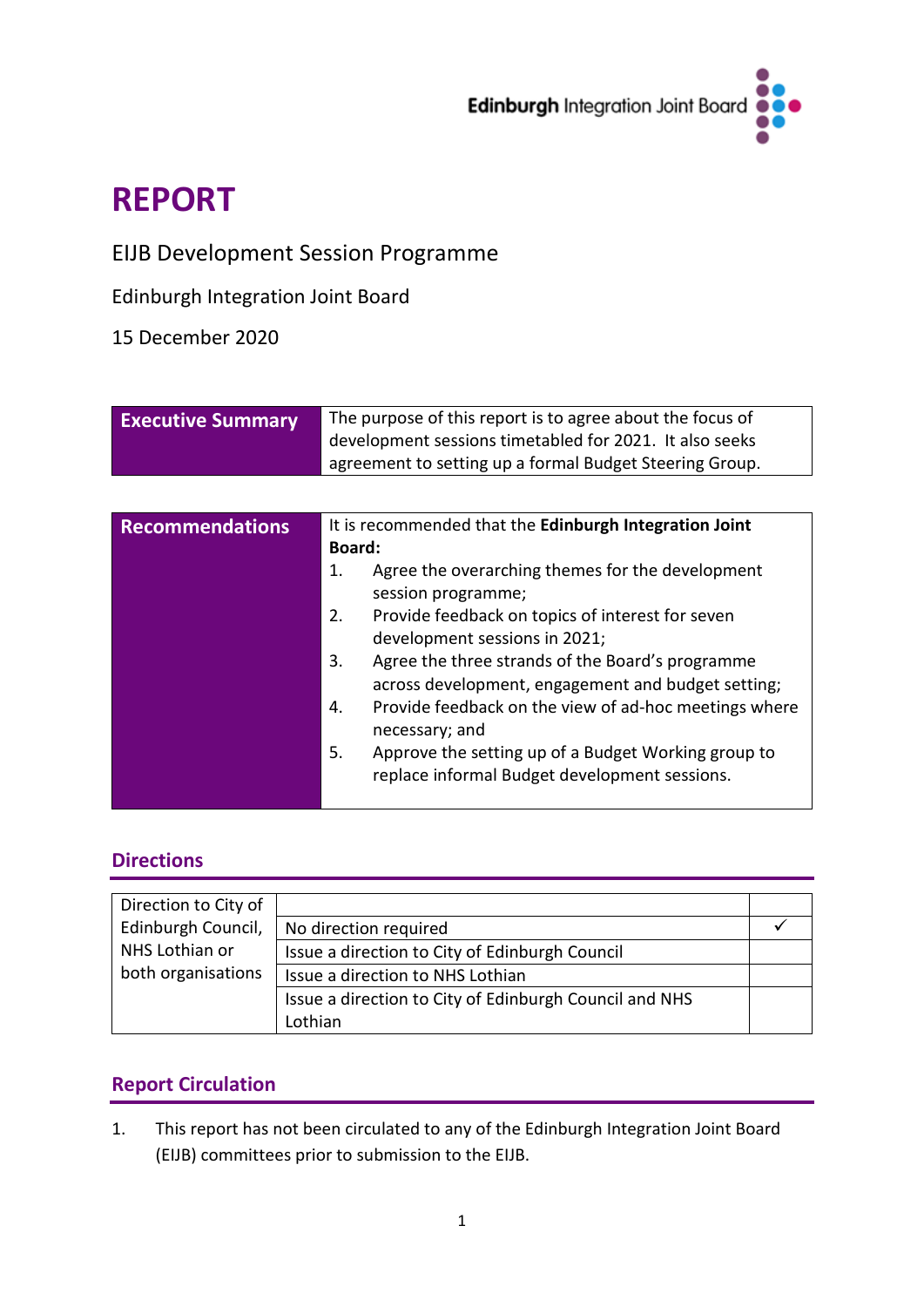Edinburgh Integration Joint Board

# REPORT

EIJB Development Session Programme

Edinburgh Integration Joint Board

15 December 2020

| **Executive Summary** | The purpose of this report is to agree about the focus of development sessions timetabled for 2021. It also seeks agreement to setting up a formal Budget Steering Group. |
|---|---|

| **Recommendations** | It is recommended that the **Edinburgh Integration Joint Board:**<br>1. Agree the overarching themes for the development session programme;<br>2. Provide feedback on topics of interest for seven development sessions in 2021;<br>3. Agree the three strands of the Board's programme across development, engagement and budget setting;<br>4. Provide feedback on the view of ad-hoc meetings where necessary; and<br>5. Approve the setting up of a Budget Working group to replace informal Budget development sessions. |
|---|---|

## Directions

| Direction to City of Edinburgh Council, NHS Lothian or both organisations | | |
|---|---|---|
| | No direction required | ✓ |
| | Issue a direction to City of Edinburgh Council | |
| | Issue a direction to NHS Lothian | |
| | Issue a direction to City of Edinburgh Council and NHS Lothian | |

## Report Circulation

1. This report has not been circulated to any of the Edinburgh Integration Joint Board (EIJB) committees prior to submission to the EIJB.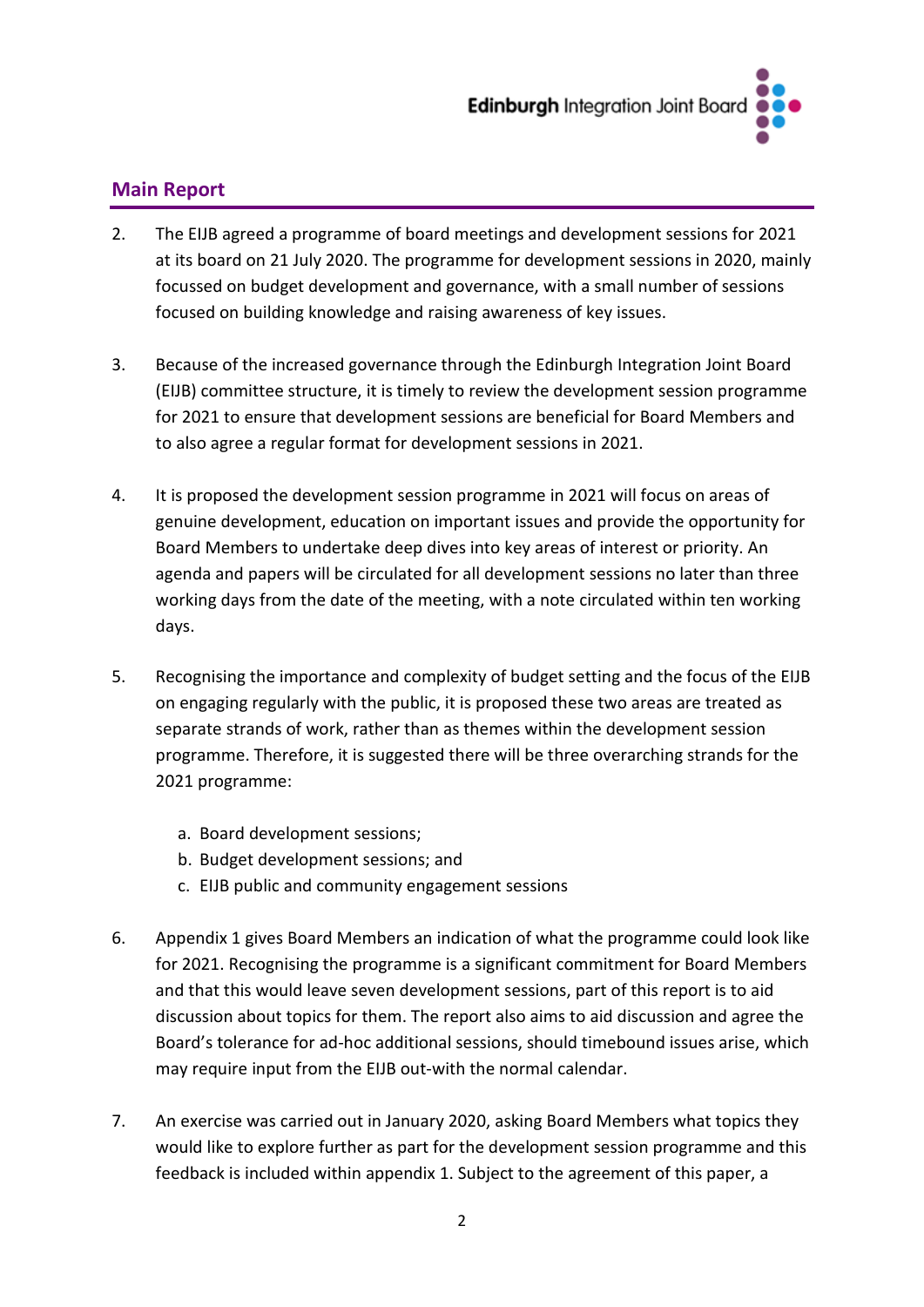## Main Report

2. The EIJB agreed a programme of board meetings and development sessions for 2021 at its board on 21 July 2020. The programme for development sessions in 2020, mainly focussed on budget development and governance, with a small number of sessions focused on building knowledge and raising awareness of key issues.

3. Because of the increased governance through the Edinburgh Integration Joint Board (EIJB) committee structure, it is timely to review the development session programme for 2021 to ensure that development sessions are beneficial for Board Members and to also agree a regular format for development sessions in 2021.

4. It is proposed the development session programme in 2021 will focus on areas of genuine development, education on important issues and provide the opportunity for Board Members to undertake deep dives into key areas of interest or priority. An agenda and papers will be circulated for all development sessions no later than three working days from the date of the meeting, with a note circulated within ten working days.

5. Recognising the importance and complexity of budget setting and the focus of the EIJB on engaging regularly with the public, it is proposed these two areas are treated as separate strands of work, rather than as themes within the development session programme. Therefore, it is suggested there will be three overarching strands for the 2021 programme:

   a. Board development sessions;
   b. Budget development sessions; and
   c. EIJB public and community engagement sessions

6. Appendix 1 gives Board Members an indication of what the programme could look like for 2021. Recognising the programme is a significant commitment for Board Members and that this would leave seven development sessions, part of this report is to aid discussion about topics for them. The report also aims to aid discussion and agree the Board's tolerance for ad-hoc additional sessions, should timebound issues arise, which may require input from the EIJB out-with the normal calendar.

7. An exercise was carried out in January 2020, asking Board Members what topics they would like to explore further as part for the development session programme and this feedback is included within appendix 1. Subject to the agreement of this paper, a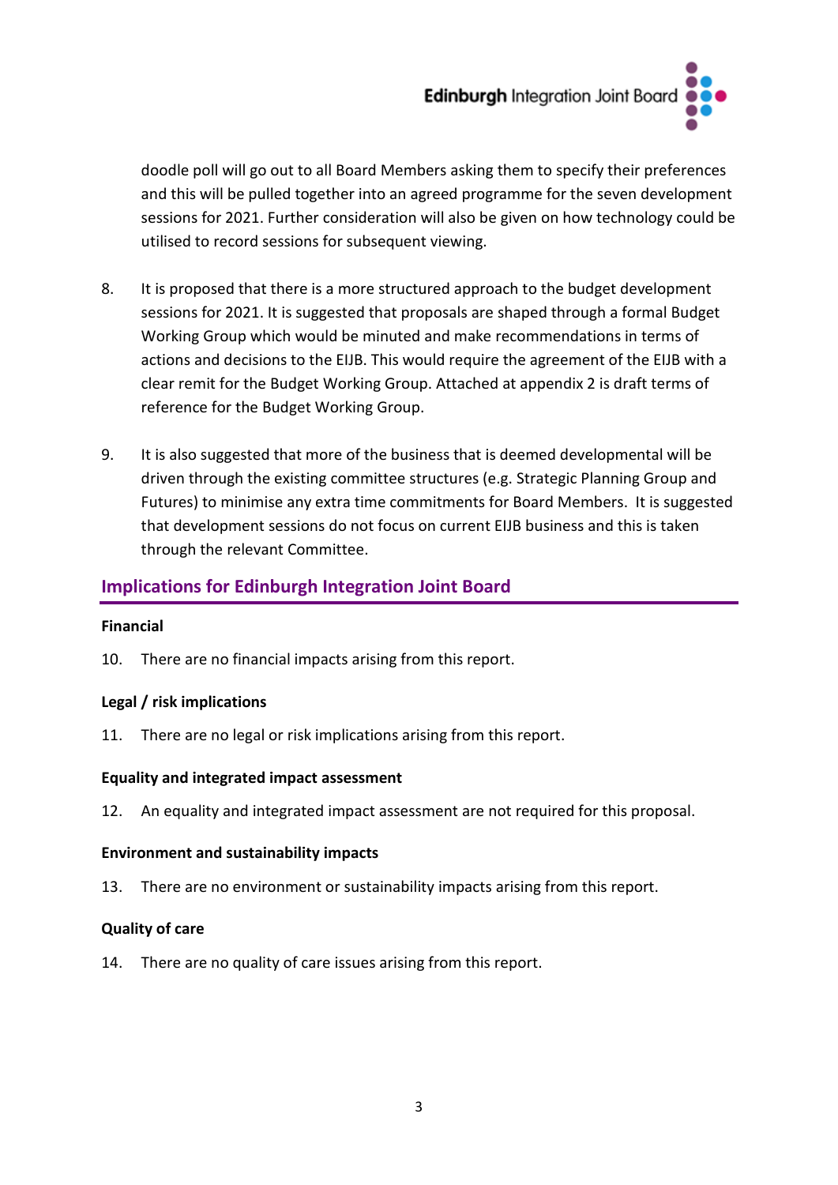doodle poll will go out to all Board Members asking them to specify their preferences and this will be pulled together into an agreed programme for the seven development sessions for 2021. Further consideration will also be given on how technology could be utilised to record sessions for subsequent viewing.

8. It is proposed that there is a more structured approach to the budget development sessions for 2021. It is suggested that proposals are shaped through a formal Budget Working Group which would be minuted and make recommendations in terms of actions and decisions to the EIJB. This would require the agreement of the EIJB with a clear remit for the Budget Working Group. Attached at appendix 2 is draft terms of reference for the Budget Working Group.

9. It is also suggested that more of the business that is deemed developmental will be driven through the existing committee structures (e.g. Strategic Planning Group and Futures) to minimise any extra time commitments for Board Members. It is suggested that development sessions do not focus on current EIJB business and this is taken through the relevant Committee.

## Implications for Edinburgh Integration Joint Board

**Financial**

10. There are no financial impacts arising from this report.

**Legal / risk implications**

11. There are no legal or risk implications arising from this report.

**Equality and integrated impact assessment**

12. An equality and integrated impact assessment are not required for this proposal.

**Environment and sustainability impacts**

13. There are no environment or sustainability impacts arising from this report.

**Quality of care**

14. There are no quality of care issues arising from this report.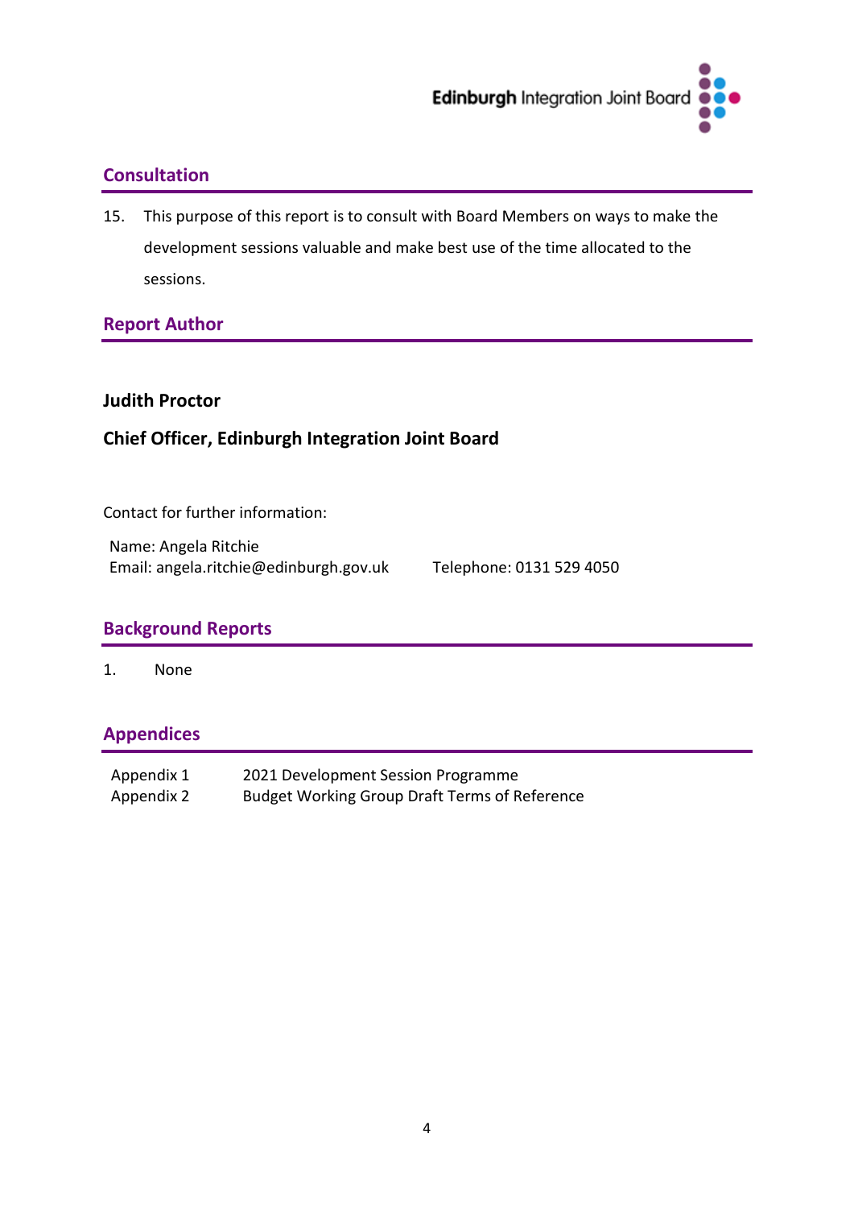## Consultation

15. This purpose of this report is to consult with Board Members on ways to make the development sessions valuable and make best use of the time allocated to the sessions.

## Report Author

**Judith Proctor**

**Chief Officer, Edinburgh Integration Joint Board**

Contact for further information:

Name: Angela Ritchie
Email: angela.ritchie@edinburgh.gov.uk Telephone: 0131 529 4050

## Background Reports

1. None

## Appendices

| | |
|---|---|
| Appendix 1 | 2021 Development Session Programme |
| Appendix 2 | Budget Working Group Draft Terms of Reference |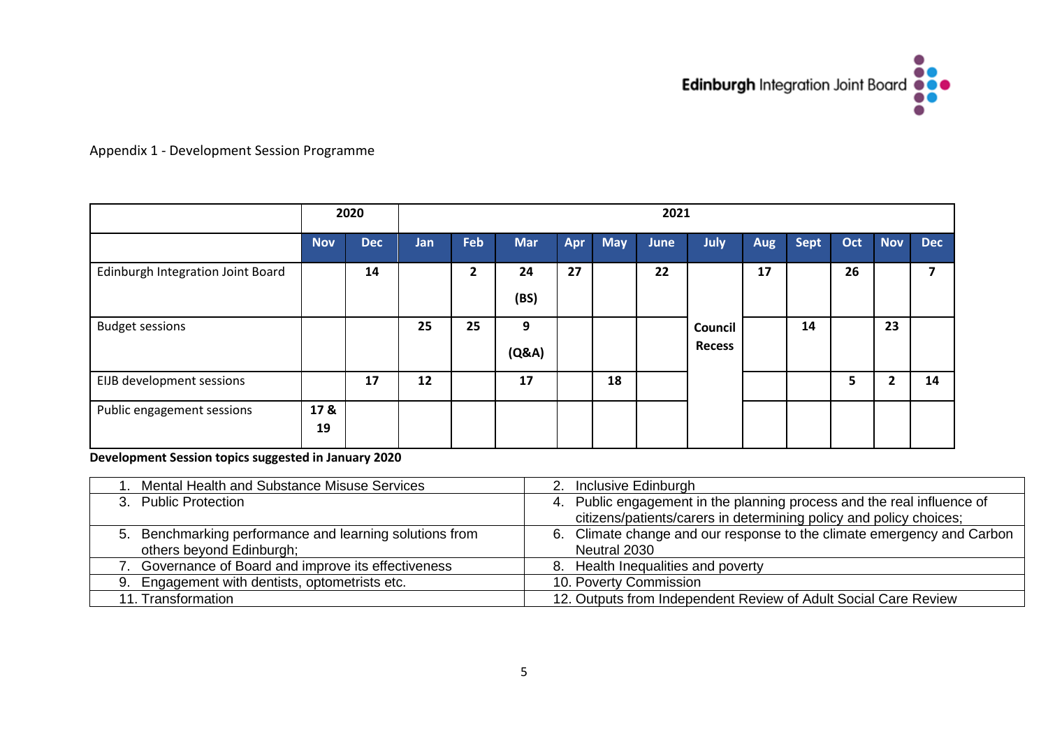Appendix 1 - Development Session Programme

| | 2020 | | 2021 | | | | | | | | | | | |
|---|---|---|---|---|---|---|---|---|---|---|---|---|---|---|
| | **Nov** | **Dec** | **Jan** | **Feb** | **Mar** | **Apr** | **May** | **June** | **July** | **Aug** | **Sept** | **Oct** | **Nov** | **Dec** |
| Edinburgh Integration Joint Board | | **14** | | **2** | **24 (BS)** | **27** | | **22** | | **17** | | **26** | | **7** |
| Budget sessions | | | **25** | **25** | **9 (Q&A)** | | | | **Council Recess** | | **14** | | **23** | |
| EIJB development sessions | | **17** | **12** | | **17** | | **18** | | | | | **5** | **2** | **14** |
| Public engagement sessions | **17 & 19** | | | | | | | | | | | | | |

**Development Session topics suggested in January 2020**

| | |
|---|---|
| 1. Mental Health and Substance Misuse Services | 2. Inclusive Edinburgh |
| 3. Public Protection | 4. Public engagement in the planning process and the real influence of citizens/patients/carers in determining policy and policy choices; |
| 5. Benchmarking performance and learning solutions from others beyond Edinburgh; | 6. Climate change and our response to the climate emergency and Carbon Neutral 2030 |
| 7. Governance of Board and improve its effectiveness | 8. Health Inequalities and poverty |
| 9. Engagement with dentists, optometrists etc. | 10. Poverty Commission |
| 11. Transformation | 12. Outputs from Independent Review of Adult Social Care Review |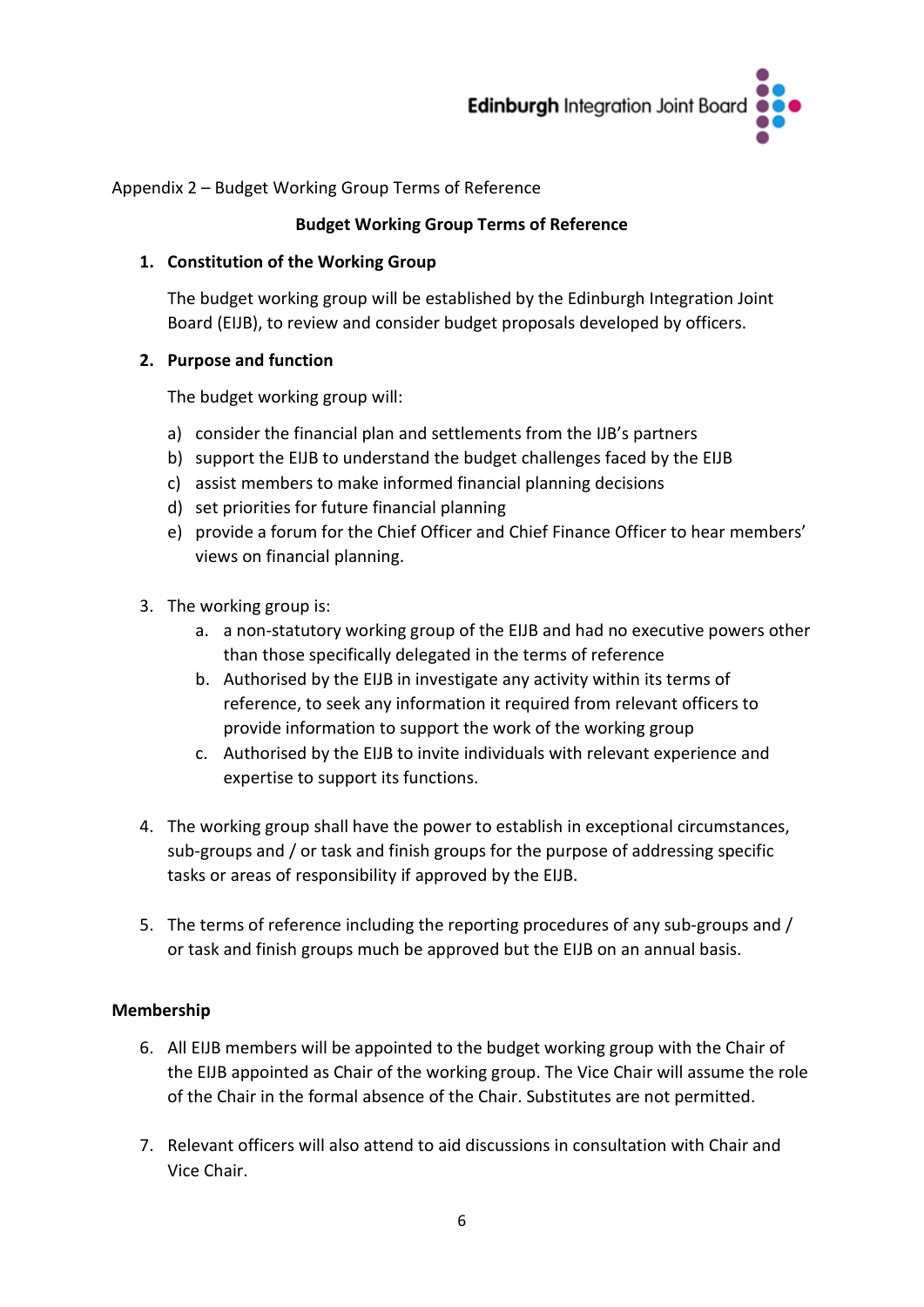Appendix 2 – Budget Working Group Terms of Reference

**Budget Working Group Terms of Reference**

1. **Constitution of the Working Group**

   The budget working group will be established by the Edinburgh Integration Joint Board (EIJB), to review and consider budget proposals developed by officers.

2. **Purpose and function**

   The budget working group will:

   a) consider the financial plan and settlements from the IJB's partners
   b) support the EIJB to understand the budget challenges faced by the EIJB
   c) assist members to make informed financial planning decisions
   d) set priorities for future financial planning
   e) provide a forum for the Chief Officer and Chief Finance Officer to hear members' views on financial planning.

3. The working group is:
   a. a non-statutory working group of the EIJB and had no executive powers other than those specifically delegated in the terms of reference
   b. Authorised by the EIJB in investigate any activity within its terms of reference, to seek any information it required from relevant officers to provide information to support the work of the working group
   c. Authorised by the EIJB to invite individuals with relevant experience and expertise to support its functions.

4. The working group shall have the power to establish in exceptional circumstances, sub-groups and / or task and finish groups for the purpose of addressing specific tasks or areas of responsibility if approved by the EIJB.

5. The terms of reference including the reporting procedures of any sub-groups and / or task and finish groups much be approved but the EIJB on an annual basis.

**Membership**

6. All EIJB members will be appointed to the budget working group with the Chair of the EIJB appointed as Chair of the working group. The Vice Chair will assume the role of the Chair in the formal absence of the Chair. Substitutes are not permitted.

7. Relevant officers will also attend to aid discussions in consultation with Chair and Vice Chair.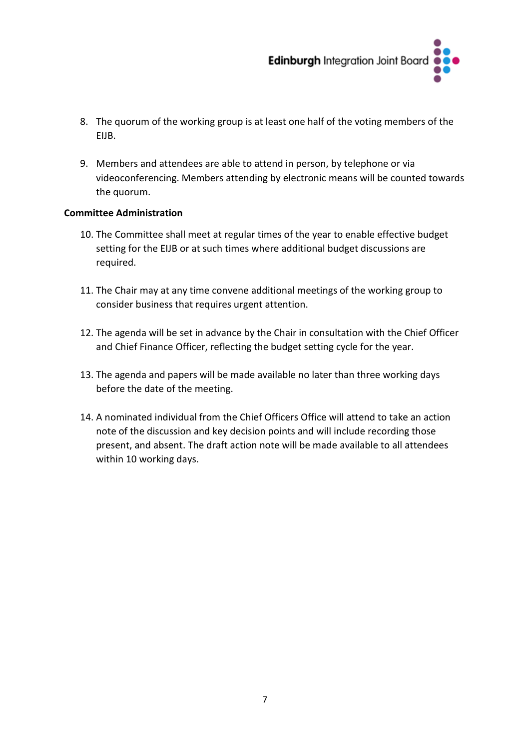8. The quorum of the working group is at least one half of the voting members of the EIJB.

9. Members and attendees are able to attend in person, by telephone or via videoconferencing. Members attending by electronic means will be counted towards the quorum.

**Committee Administration**

10. The Committee shall meet at regular times of the year to enable effective budget setting for the EIJB or at such times where additional budget discussions are required.

11. The Chair may at any time convene additional meetings of the working group to consider business that requires urgent attention.

12. The agenda will be set in advance by the Chair in consultation with the Chief Officer and Chief Finance Officer, reflecting the budget setting cycle for the year.

13. The agenda and papers will be made available no later than three working days before the date of the meeting.

14. A nominated individual from the Chief Officers Office will attend to take an action note of the discussion and key decision points and will include recording those present, and absent. The draft action note will be made available to all attendees within 10 working days.